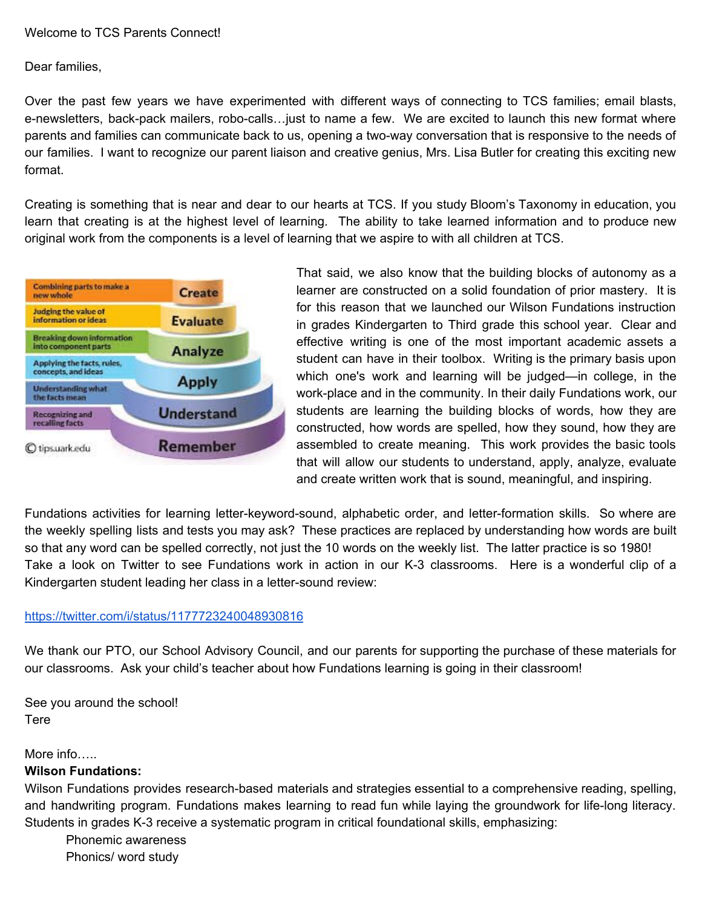Welcome to TCS Parents Connect!

Dear families,

Over the past few years we have experimented with different ways of connecting to TCS families; email blasts, e-newsletters, back-pack mailers, robo-calls…just to name a few. We are excited to launch this new format where parents and families can communicate back to us, opening a two-way conversation that is responsive to the needs of our families. I want to recognize our parent liaison and creative genius, Mrs. Lisa Butler for creating this exciting new format.

Creating is something that is near and dear to our hearts at TCS. If you study Bloom's Taxonomy in education, you learn that creating is at the highest level of learning. The ability to take learned information and to produce new original work from the components is a level of learning that we aspire to with all children at TCS.

| | |
|---|---|
| Combining parts to make a new whole | Create |
| Judging the value of information or ideas | Evaluate |
| Breaking down information into component parts | Analyze |
| Applying the facts, rules, concepts, and ideas | Apply |
| Understanding what the facts mean | Understand |
| Recognizing and recalling facts | Remember |

© tips.uark.edu

That said, we also know that the building blocks of autonomy as a learner are constructed on a solid foundation of prior mastery. It is for this reason that we launched our Wilson Fundations instruction in grades Kindergarten to Third grade this school year. Clear and effective writing is one of the most important academic assets a student can have in their toolbox. Writing is the primary basis upon which one's work and learning will be judged—in college, in the work-place and in the community. In their daily Fundations work, our students are learning the building blocks of words, how they are constructed, how words are spelled, how they sound, how they are assembled to create meaning. This work provides the basic tools that will allow our students to understand, apply, analyze, evaluate and create written work that is sound, meaningful, and inspiring.

Fundations activities for learning letter-keyword-sound, alphabetic order, and letter-formation skills. So where are the weekly spelling lists and tests you may ask? These practices are replaced by understanding how words are built so that any word can be spelled correctly, not just the 10 words on the weekly list. The latter practice is so 1980!
Take a look on Twitter to see Fundations work in action in our K-3 classrooms. Here is a wonderful clip of a Kindergarten student leading her class in a letter-sound review:

https://twitter.com/i/status/1177723240048930816

We thank our PTO, our School Advisory Council, and our parents for supporting the purchase of these materials for our classrooms. Ask your child's teacher about how Fundations learning is going in their classroom!

See you around the school!
Tere

More info…..
**Wilson Fundations:**
Wilson Fundations provides research-based materials and strategies essential to a comprehensive reading, spelling, and handwriting program. Fundations makes learning to read fun while laying the groundwork for life-long literacy. Students in grades K-3 receive a systematic program in critical foundational skills, emphasizing:

- Phonemic awareness
- Phonics/ word study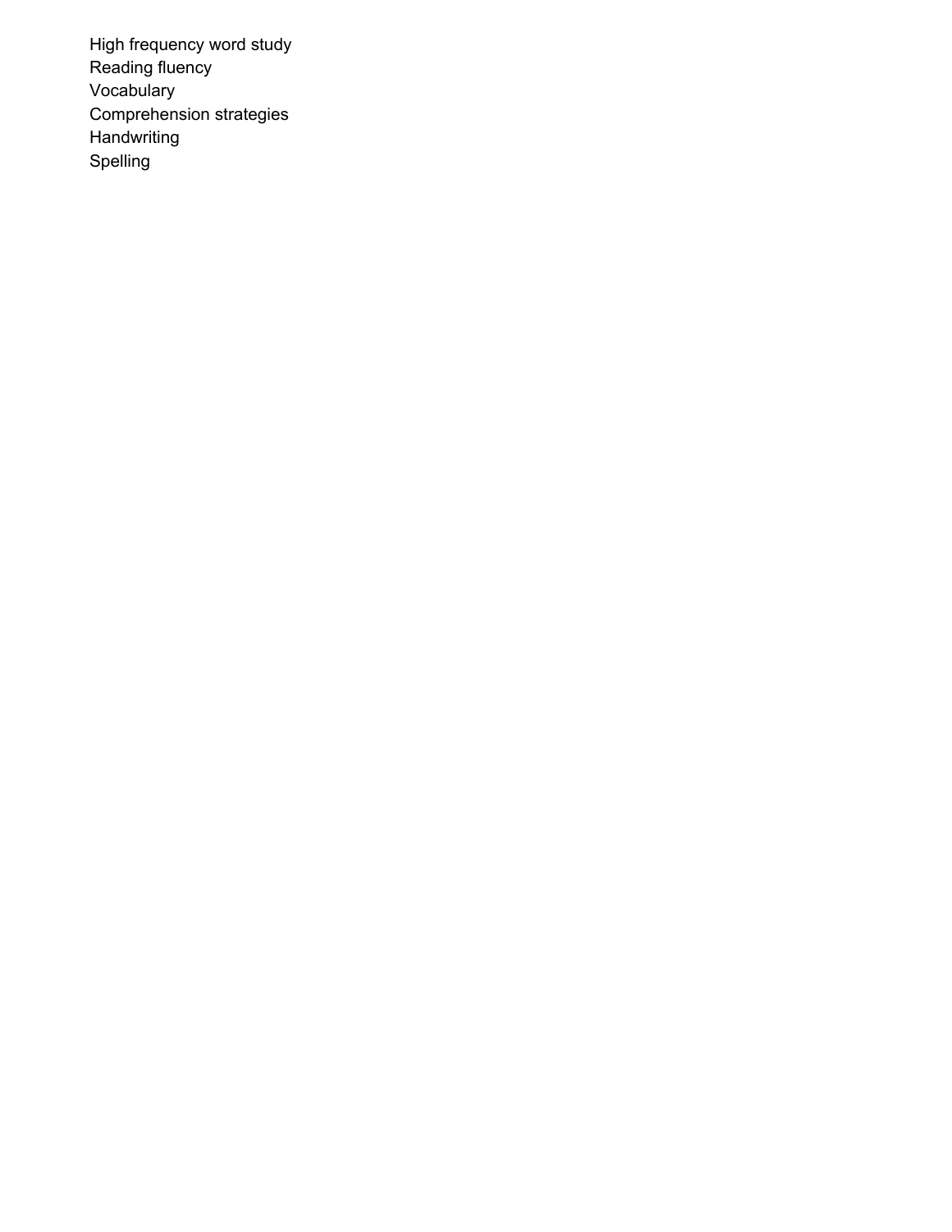High frequency word study
Reading fluency
Vocabulary
Comprehension strategies
Handwriting
Spelling